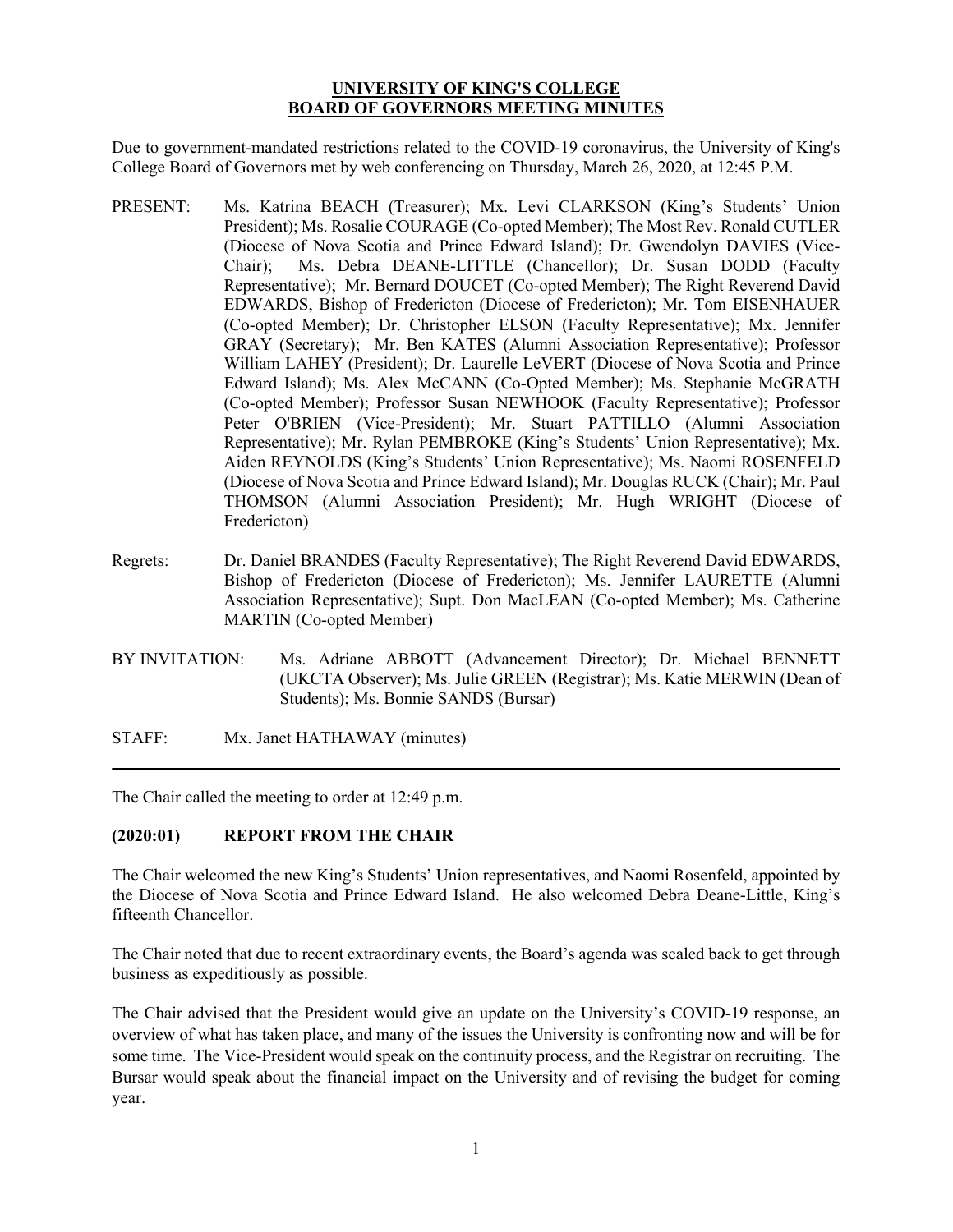**UNIVERSITY OF KING'S COLLEGE**
**BOARD OF GOVERNORS MEETING MINUTES**

Due to government-mandated restrictions related to the COVID-19 coronavirus, the University of King's College Board of Governors met by web conferencing on Thursday, March 26, 2020, at 12:45 P.M.

PRESENT: Ms. Katrina BEACH (Treasurer); Mx. Levi CLARKSON (King's Students' Union President); Ms. Rosalie COURAGE (Co-opted Member); The Most Rev. Ronald CUTLER (Diocese of Nova Scotia and Prince Edward Island); Dr. Gwendolyn DAVIES (Vice-Chair); Ms. Debra DEANE-LITTLE (Chancellor); Dr. Susan DODD (Faculty Representative); Mr. Bernard DOUCET (Co-opted Member); The Right Reverend David EDWARDS, Bishop of Fredericton (Diocese of Fredericton); Mr. Tom EISENHAUER (Co-opted Member); Dr. Christopher ELSON (Faculty Representative); Mx. Jennifer GRAY (Secretary); Mr. Ben KATES (Alumni Association Representative); Professor William LAHEY (President); Dr. Laurelle LeVERT (Diocese of Nova Scotia and Prince Edward Island); Ms. Alex McCANN (Co-Opted Member); Ms. Stephanie McGRATH (Co-opted Member); Professor Susan NEWHOOK (Faculty Representative); Professor Peter O'BRIEN (Vice-President); Mr. Stuart PATTILLO (Alumni Association Representative); Mr. Rylan PEMBROKE (King's Students' Union Representative); Mx. Aiden REYNOLDS (King's Students' Union Representative); Ms. Naomi ROSENFELD (Diocese of Nova Scotia and Prince Edward Island); Mr. Douglas RUCK (Chair); Mr. Paul THOMSON (Alumni Association President); Mr. Hugh WRIGHT (Diocese of Fredericton)

Regrets: Dr. Daniel BRANDES (Faculty Representative); The Right Reverend David EDWARDS, Bishop of Fredericton (Diocese of Fredericton); Ms. Jennifer LAURETTE (Alumni Association Representative); Supt. Don MacLEAN (Co-opted Member); Ms. Catherine MARTIN (Co-opted Member)

BY INVITATION: Ms. Adriane ABBOTT (Advancement Director); Dr. Michael BENNETT (UKCTA Observer); Ms. Julie GREEN (Registrar); Ms. Katie MERWIN (Dean of Students); Ms. Bonnie SANDS (Bursar)

STAFF: Mx. Janet HATHAWAY (minutes)

---

The Chair called the meeting to order at 12:49 p.m.

### (2020:01) REPORT FROM THE CHAIR

The Chair welcomed the new King's Students' Union representatives, and Naomi Rosenfeld, appointed by the Diocese of Nova Scotia and Prince Edward Island. He also welcomed Debra Deane-Little, King's fifteenth Chancellor.

The Chair noted that due to recent extraordinary events, the Board's agenda was scaled back to get through business as expeditiously as possible.

The Chair advised that the President would give an update on the University's COVID-19 response, an overview of what has taken place, and many of the issues the University is confronting now and will be for some time. The Vice-President would speak on the continuity process, and the Registrar on recruiting. The Bursar would speak about the financial impact on the University and of revising the budget for coming year.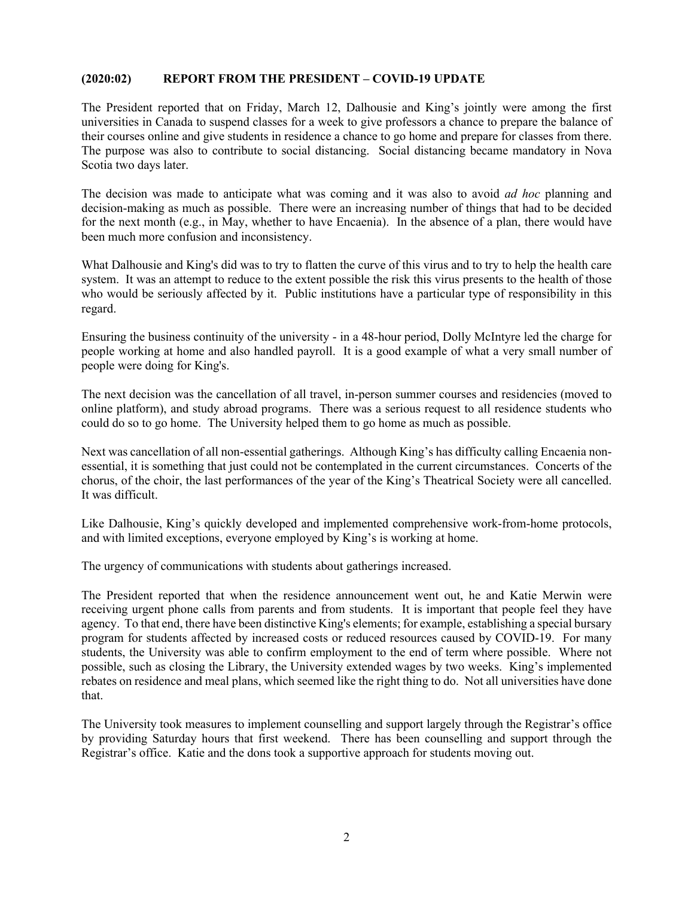**(2020:02) REPORT FROM THE PRESIDENT – COVID-19 UPDATE**

The President reported that on Friday, March 12, Dalhousie and King's jointly were among the first universities in Canada to suspend classes for a week to give professors a chance to prepare the balance of their courses online and give students in residence a chance to go home and prepare for classes from there. The purpose was also to contribute to social distancing. Social distancing became mandatory in Nova Scotia two days later.

The decision was made to anticipate what was coming and it was also to avoid *ad hoc* planning and decision-making as much as possible. There were an increasing number of things that had to be decided for the next month (e.g., in May, whether to have Encaenia). In the absence of a plan, there would have been much more confusion and inconsistency.

What Dalhousie and King's did was to try to flatten the curve of this virus and to try to help the health care system. It was an attempt to reduce to the extent possible the risk this virus presents to the health of those who would be seriously affected by it. Public institutions have a particular type of responsibility in this regard.

Ensuring the business continuity of the university - in a 48-hour period, Dolly McIntyre led the charge for people working at home and also handled payroll. It is a good example of what a very small number of people were doing for King's.

The next decision was the cancellation of all travel, in-person summer courses and residencies (moved to online platform), and study abroad programs. There was a serious request to all residence students who could do so to go home. The University helped them to go home as much as possible.

Next was cancellation of all non-essential gatherings. Although King's has difficulty calling Encaenia non-essential, it is something that just could not be contemplated in the current circumstances. Concerts of the chorus, of the choir, the last performances of the year of the King's Theatrical Society were all cancelled. It was difficult.

Like Dalhousie, King's quickly developed and implemented comprehensive work-from-home protocols, and with limited exceptions, everyone employed by King's is working at home.

The urgency of communications with students about gatherings increased.

The President reported that when the residence announcement went out, he and Katie Merwin were receiving urgent phone calls from parents and from students. It is important that people feel they have agency. To that end, there have been distinctive King's elements; for example, establishing a special bursary program for students affected by increased costs or reduced resources caused by COVID-19. For many students, the University was able to confirm employment to the end of term where possible. Where not possible, such as closing the Library, the University extended wages by two weeks. King's implemented rebates on residence and meal plans, which seemed like the right thing to do. Not all universities have done that.

The University took measures to implement counselling and support largely through the Registrar's office by providing Saturday hours that first weekend. There has been counselling and support through the Registrar's office. Katie and the dons took a supportive approach for students moving out.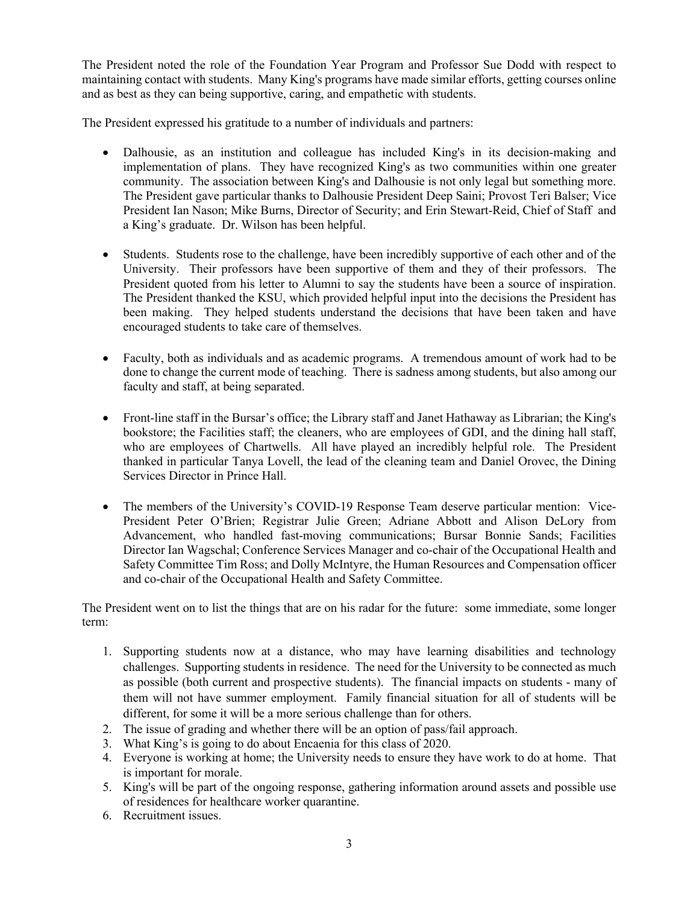The President noted the role of the Foundation Year Program and Professor Sue Dodd with respect to maintaining contact with students. Many King's programs have made similar efforts, getting courses online and as best as they can being supportive, caring, and empathetic with students.

The President expressed his gratitude to a number of individuals and partners:

- Dalhousie, as an institution and colleague has included King's in its decision-making and implementation of plans. They have recognized King's as two communities within one greater community. The association between King's and Dalhousie is not only legal but something more. The President gave particular thanks to Dalhousie President Deep Saini; Provost Teri Balser; Vice President Ian Nason; Mike Burns, Director of Security; and Erin Stewart-Reid, Chief of Staff and a King's graduate. Dr. Wilson has been helpful.

- Students. Students rose to the challenge, have been incredibly supportive of each other and of the University. Their professors have been supportive of them and they of their professors. The President quoted from his letter to Alumni to say the students have been a source of inspiration. The President thanked the KSU, which provided helpful input into the decisions the President has been making. They helped students understand the decisions that have been taken and have encouraged students to take care of themselves.

- Faculty, both as individuals and as academic programs. A tremendous amount of work had to be done to change the current mode of teaching. There is sadness among students, but also among our faculty and staff, at being separated.

- Front-line staff in the Bursar's office; the Library staff and Janet Hathaway as Librarian; the King's bookstore; the Facilities staff; the cleaners, who are employees of GDI, and the dining hall staff, who are employees of Chartwells. All have played an incredibly helpful role. The President thanked in particular Tanya Lovell, the lead of the cleaning team and Daniel Orovec, the Dining Services Director in Prince Hall.

- The members of the University's COVID-19 Response Team deserve particular mention: Vice-President Peter O'Brien; Registrar Julie Green; Adriane Abbott and Alison DeLory from Advancement, who handled fast-moving communications; Bursar Bonnie Sands; Facilities Director Ian Wagschal; Conference Services Manager and co-chair of the Occupational Health and Safety Committee Tim Ross; and Dolly McIntyre, the Human Resources and Compensation officer and co-chair of the Occupational Health and Safety Committee.

The President went on to list the things that are on his radar for the future: some immediate, some longer term:

1. Supporting students now at a distance, who may have learning disabilities and technology challenges. Supporting students in residence. The need for the University to be connected as much as possible (both current and prospective students). The financial impacts on students - many of them will not have summer employment. Family financial situation for all of students will be different, for some it will be a more serious challenge than for others.
2. The issue of grading and whether there will be an option of pass/fail approach.
3. What King's is going to do about Encaenia for this class of 2020.
4. Everyone is working at home; the University needs to ensure they have work to do at home. That is important for morale.
5. King's will be part of the ongoing response, gathering information around assets and possible use of residences for healthcare worker quarantine.
6. Recruitment issues.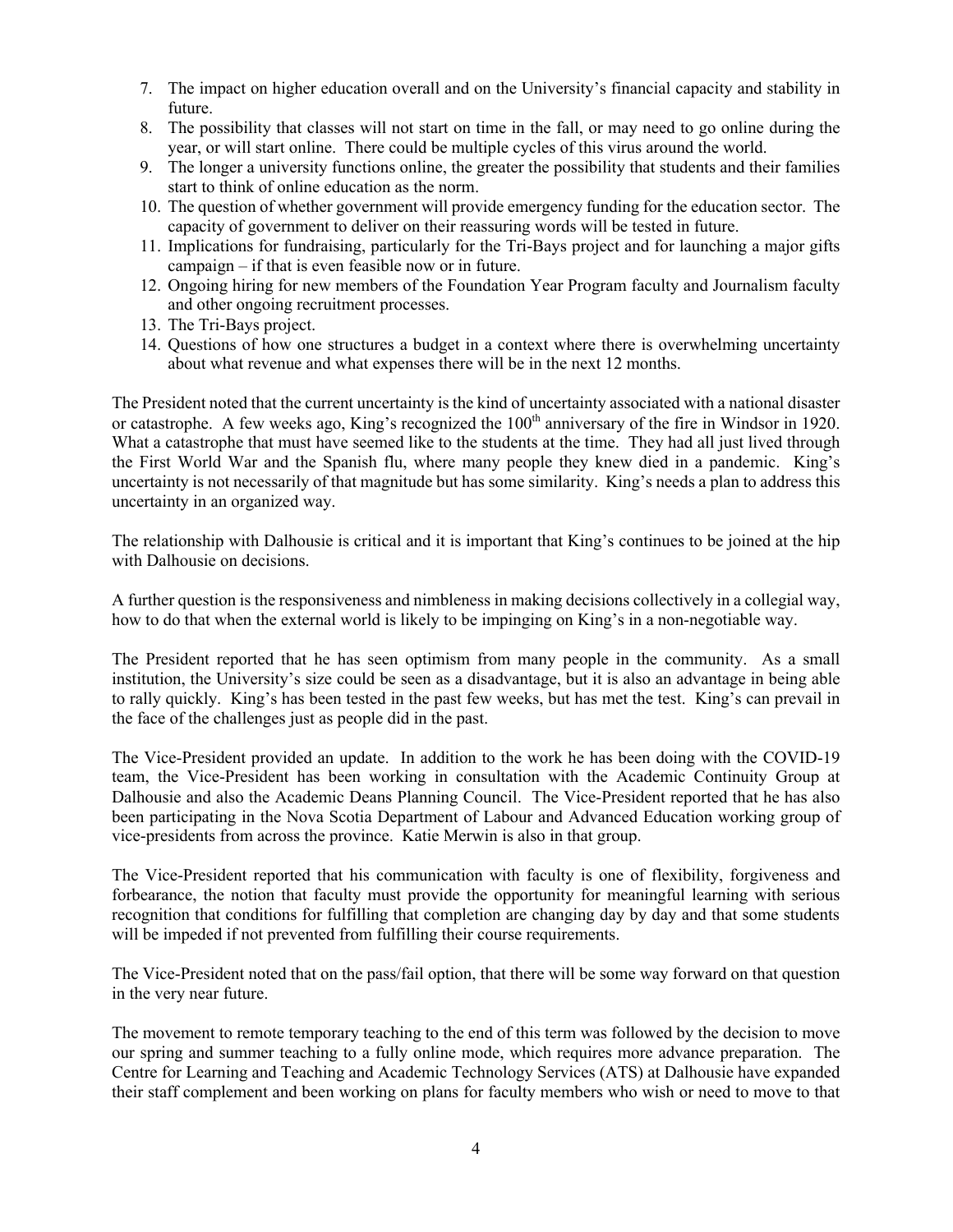7. The impact on higher education overall and on the University's financial capacity and stability in future.
8. The possibility that classes will not start on time in the fall, or may need to go online during the year, or will start online. There could be multiple cycles of this virus around the world.
9. The longer a university functions online, the greater the possibility that students and their families start to think of online education as the norm.
10. The question of whether government will provide emergency funding for the education sector. The capacity of government to deliver on their reassuring words will be tested in future.
11. Implications for fundraising, particularly for the Tri-Bays project and for launching a major gifts campaign – if that is even feasible now or in future.
12. Ongoing hiring for new members of the Foundation Year Program faculty and Journalism faculty and other ongoing recruitment processes.
13. The Tri-Bays project.
14. Questions of how one structures a budget in a context where there is overwhelming uncertainty about what revenue and what expenses there will be in the next 12 months.

The President noted that the current uncertainty is the kind of uncertainty associated with a national disaster or catastrophe. A few weeks ago, King's recognized the 100th anniversary of the fire in Windsor in 1920. What a catastrophe that must have seemed like to the students at the time. They had all just lived through the First World War and the Spanish flu, where many people they knew died in a pandemic. King's uncertainty is not necessarily of that magnitude but has some similarity. King's needs a plan to address this uncertainty in an organized way.

The relationship with Dalhousie is critical and it is important that King's continues to be joined at the hip with Dalhousie on decisions.

A further question is the responsiveness and nimbleness in making decisions collectively in a collegial way, how to do that when the external world is likely to be impinging on King's in a non-negotiable way.

The President reported that he has seen optimism from many people in the community. As a small institution, the University's size could be seen as a disadvantage, but it is also an advantage in being able to rally quickly. King's has been tested in the past few weeks, but has met the test. King's can prevail in the face of the challenges just as people did in the past.

The Vice-President provided an update. In addition to the work he has been doing with the COVID-19 team, the Vice-President has been working in consultation with the Academic Continuity Group at Dalhousie and also the Academic Deans Planning Council. The Vice-President reported that he has also been participating in the Nova Scotia Department of Labour and Advanced Education working group of vice-presidents from across the province. Katie Merwin is also in that group.

The Vice-President reported that his communication with faculty is one of flexibility, forgiveness and forbearance, the notion that faculty must provide the opportunity for meaningful learning with serious recognition that conditions for fulfilling that completion are changing day by day and that some students will be impeded if not prevented from fulfilling their course requirements.

The Vice-President noted that on the pass/fail option, that there will be some way forward on that question in the very near future.

The movement to remote temporary teaching to the end of this term was followed by the decision to move our spring and summer teaching to a fully online mode, which requires more advance preparation. The Centre for Learning and Teaching and Academic Technology Services (ATS) at Dalhousie have expanded their staff complement and been working on plans for faculty members who wish or need to move to that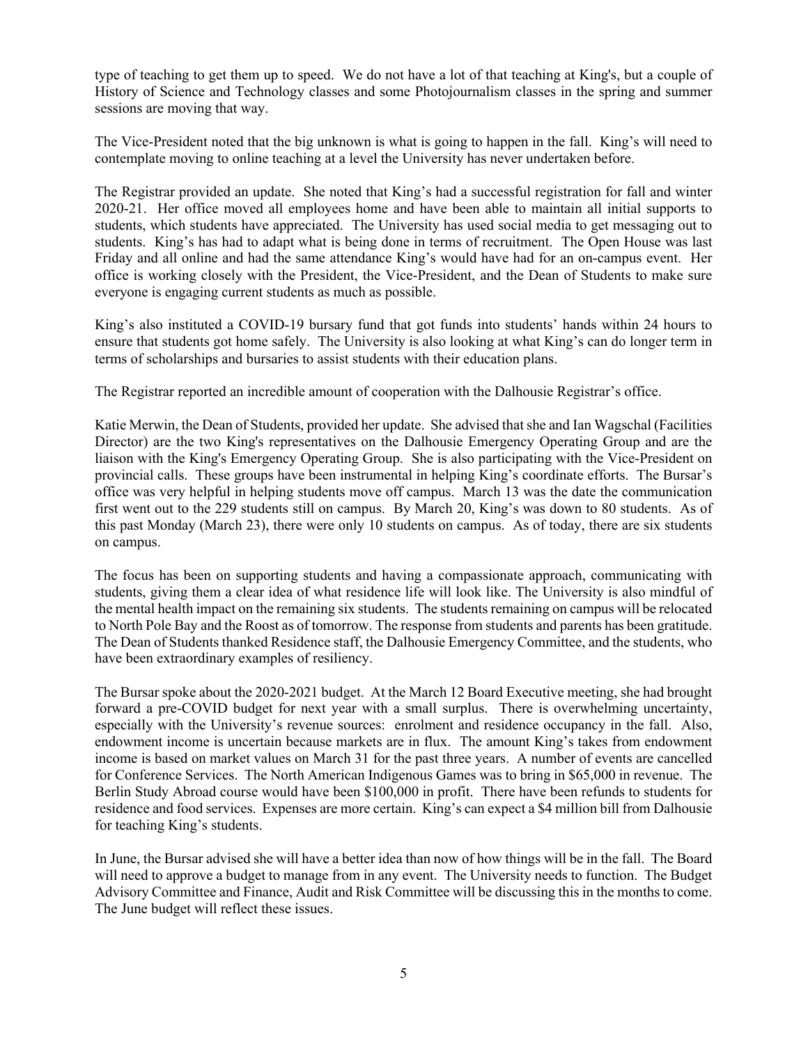type of teaching to get them up to speed. We do not have a lot of that teaching at King's, but a couple of History of Science and Technology classes and some Photojournalism classes in the spring and summer sessions are moving that way.

The Vice-President noted that the big unknown is what is going to happen in the fall. King's will need to contemplate moving to online teaching at a level the University has never undertaken before.

The Registrar provided an update. She noted that King's had a successful registration for fall and winter 2020-21. Her office moved all employees home and have been able to maintain all initial supports to students, which students have appreciated. The University has used social media to get messaging out to students. King's has had to adapt what is being done in terms of recruitment. The Open House was last Friday and all online and had the same attendance King's would have had for an on-campus event. Her office is working closely with the President, the Vice-President, and the Dean of Students to make sure everyone is engaging current students as much as possible.

King's also instituted a COVID-19 bursary fund that got funds into students' hands within 24 hours to ensure that students got home safely. The University is also looking at what King's can do longer term in terms of scholarships and bursaries to assist students with their education plans.

The Registrar reported an incredible amount of cooperation with the Dalhousie Registrar's office.

Katie Merwin, the Dean of Students, provided her update. She advised that she and Ian Wagschal (Facilities Director) are the two King's representatives on the Dalhousie Emergency Operating Group and are the liaison with the King's Emergency Operating Group. She is also participating with the Vice-President on provincial calls. These groups have been instrumental in helping King's coordinate efforts. The Bursar's office was very helpful in helping students move off campus. March 13 was the date the communication first went out to the 229 students still on campus. By March 20, King's was down to 80 students. As of this past Monday (March 23), there were only 10 students on campus. As of today, there are six students on campus.

The focus has been on supporting students and having a compassionate approach, communicating with students, giving them a clear idea of what residence life will look like. The University is also mindful of the mental health impact on the remaining six students. The students remaining on campus will be relocated to North Pole Bay and the Roost as of tomorrow. The response from students and parents has been gratitude. The Dean of Students thanked Residence staff, the Dalhousie Emergency Committee, and the students, who have been extraordinary examples of resiliency.

The Bursar spoke about the 2020-2021 budget. At the March 12 Board Executive meeting, she had brought forward a pre-COVID budget for next year with a small surplus. There is overwhelming uncertainty, especially with the University's revenue sources: enrolment and residence occupancy in the fall. Also, endowment income is uncertain because markets are in flux. The amount King's takes from endowment income is based on market values on March 31 for the past three years. A number of events are cancelled for Conference Services. The North American Indigenous Games was to bring in $65,000 in revenue. The Berlin Study Abroad course would have been $100,000 in profit. There have been refunds to students for residence and food services. Expenses are more certain. King's can expect a $4 million bill from Dalhousie for teaching King's students.

In June, the Bursar advised she will have a better idea than now of how things will be in the fall. The Board will need to approve a budget to manage from in any event. The University needs to function. The Budget Advisory Committee and Finance, Audit and Risk Committee will be discussing this in the months to come. The June budget will reflect these issues.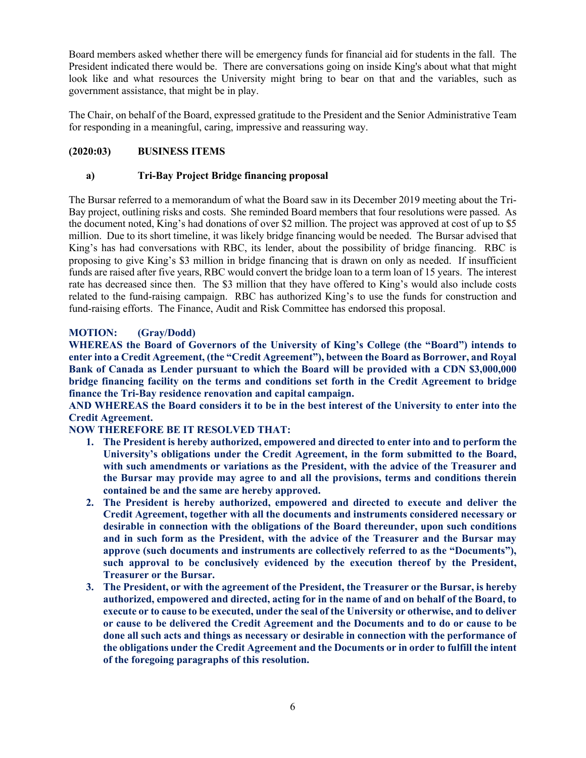Board members asked whether there will be emergency funds for financial aid for students in the fall. The President indicated there would be. There are conversations going on inside King's about what that might look like and what resources the University might bring to bear on that and the variables, such as government assistance, that might be in play.

The Chair, on behalf of the Board, expressed gratitude to the President and the Senior Administrative Team for responding in a meaningful, caring, impressive and reassuring way.

## (2020:03) BUSINESS ITEMS

### a) Tri-Bay Project Bridge financing proposal

The Bursar referred to a memorandum of what the Board saw in its December 2019 meeting about the Tri-Bay project, outlining risks and costs. She reminded Board members that four resolutions were passed. As the document noted, King's had donations of over $2 million. The project was approved at cost of up to $5 million. Due to its short timeline, it was likely bridge financing would be needed. The Bursar advised that King's has had conversations with RBC, its lender, about the possibility of bridge financing. RBC is proposing to give King's $3 million in bridge financing that is drawn on only as needed. If insufficient funds are raised after five years, RBC would convert the bridge loan to a term loan of 15 years. The interest rate has decreased since then. The $3 million that they have offered to King's would also include costs related to the fund-raising campaign. RBC has authorized King's to use the funds for construction and fund-raising efforts. The Finance, Audit and Risk Committee has endorsed this proposal.

**MOTION: (Gray/Dodd)**
**WHEREAS the Board of Governors of the University of King's College (the "Board") intends to enter into a Credit Agreement, (the "Credit Agreement"), between the Board as Borrower, and Royal Bank of Canada as Lender pursuant to which the Board will be provided with a CDN $3,000,000 bridge financing facility on the terms and conditions set forth in the Credit Agreement to bridge finance the Tri-Bay residence renovation and capital campaign.**
**AND WHEREAS the Board considers it to be in the best interest of the University to enter into the Credit Agreement.**
**NOW THEREFORE BE IT RESOLVED THAT:**

1. **The President is hereby authorized, empowered and directed to enter into and to perform the University's obligations under the Credit Agreement, in the form submitted to the Board, with such amendments or variations as the President, with the advice of the Treasurer and the Bursar may provide may agree to and all the provisions, terms and conditions therein contained be and the same are hereby approved.**
2. **The President is hereby authorized, empowered and directed to execute and deliver the Credit Agreement, together with all the documents and instruments considered necessary or desirable in connection with the obligations of the Board thereunder, upon such conditions and in such form as the President, with the advice of the Treasurer and the Bursar may approve (such documents and instruments are collectively referred to as the "Documents"), such approval to be conclusively evidenced by the execution thereof by the President, Treasurer or the Bursar.**
3. **The President, or with the agreement of the President, the Treasurer or the Bursar, is hereby authorized, empowered and directed, acting for in the name of and on behalf of the Board, to execute or to cause to be executed, under the seal of the University or otherwise, and to deliver or cause to be delivered the Credit Agreement and the Documents and to do or cause to be done all such acts and things as necessary or desirable in connection with the performance of the obligations under the Credit Agreement and the Documents or in order to fulfill the intent of the foregoing paragraphs of this resolution.**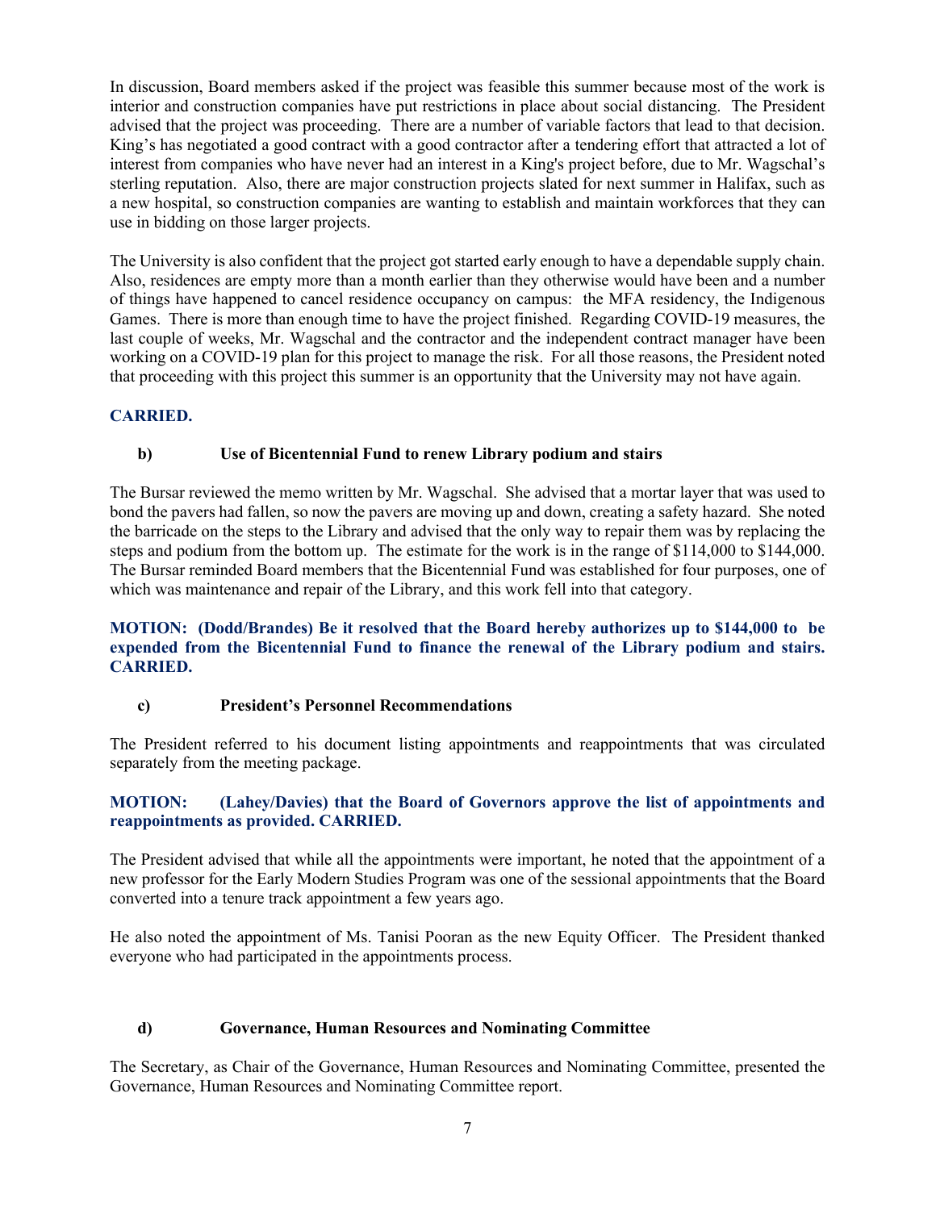In discussion, Board members asked if the project was feasible this summer because most of the work is interior and construction companies have put restrictions in place about social distancing. The President advised that the project was proceeding. There are a number of variable factors that lead to that decision. King's has negotiated a good contract with a good contractor after a tendering effort that attracted a lot of interest from companies who have never had an interest in a King's project before, due to Mr. Wagschal's sterling reputation. Also, there are major construction projects slated for next summer in Halifax, such as a new hospital, so construction companies are wanting to establish and maintain workforces that they can use in bidding on those larger projects.

The University is also confident that the project got started early enough to have a dependable supply chain. Also, residences are empty more than a month earlier than they otherwise would have been and a number of things have happened to cancel residence occupancy on campus: the MFA residency, the Indigenous Games. There is more than enough time to have the project finished. Regarding COVID-19 measures, the last couple of weeks, Mr. Wagschal and the contractor and the independent contract manager have been working on a COVID-19 plan for this project to manage the risk. For all those reasons, the President noted that proceeding with this project this summer is an opportunity that the University may not have again.

**CARRIED.**

**b) Use of Bicentennial Fund to renew Library podium and stairs**

The Bursar reviewed the memo written by Mr. Wagschal. She advised that a mortar layer that was used to bond the pavers had fallen, so now the pavers are moving up and down, creating a safety hazard. She noted the barricade on the steps to the Library and advised that the only way to repair them was by replacing the steps and podium from the bottom up. The estimate for the work is in the range of $114,000 to $144,000. The Bursar reminded Board members that the Bicentennial Fund was established for four purposes, one of which was maintenance and repair of the Library, and this work fell into that category.

**MOTION: (Dodd/Brandes) Be it resolved that the Board hereby authorizes up to $144,000 to be expended from the Bicentennial Fund to finance the renewal of the Library podium and stairs. CARRIED.**

**c) President's Personnel Recommendations**

The President referred to his document listing appointments and reappointments that was circulated separately from the meeting package.

**MOTION: (Lahey/Davies) that the Board of Governors approve the list of appointments and reappointments as provided. CARRIED.**

The President advised that while all the appointments were important, he noted that the appointment of a new professor for the Early Modern Studies Program was one of the sessional appointments that the Board converted into a tenure track appointment a few years ago.

He also noted the appointment of Ms. Tanisi Pooran as the new Equity Officer. The President thanked everyone who had participated in the appointments process.

**d) Governance, Human Resources and Nominating Committee**

The Secretary, as Chair of the Governance, Human Resources and Nominating Committee, presented the Governance, Human Resources and Nominating Committee report.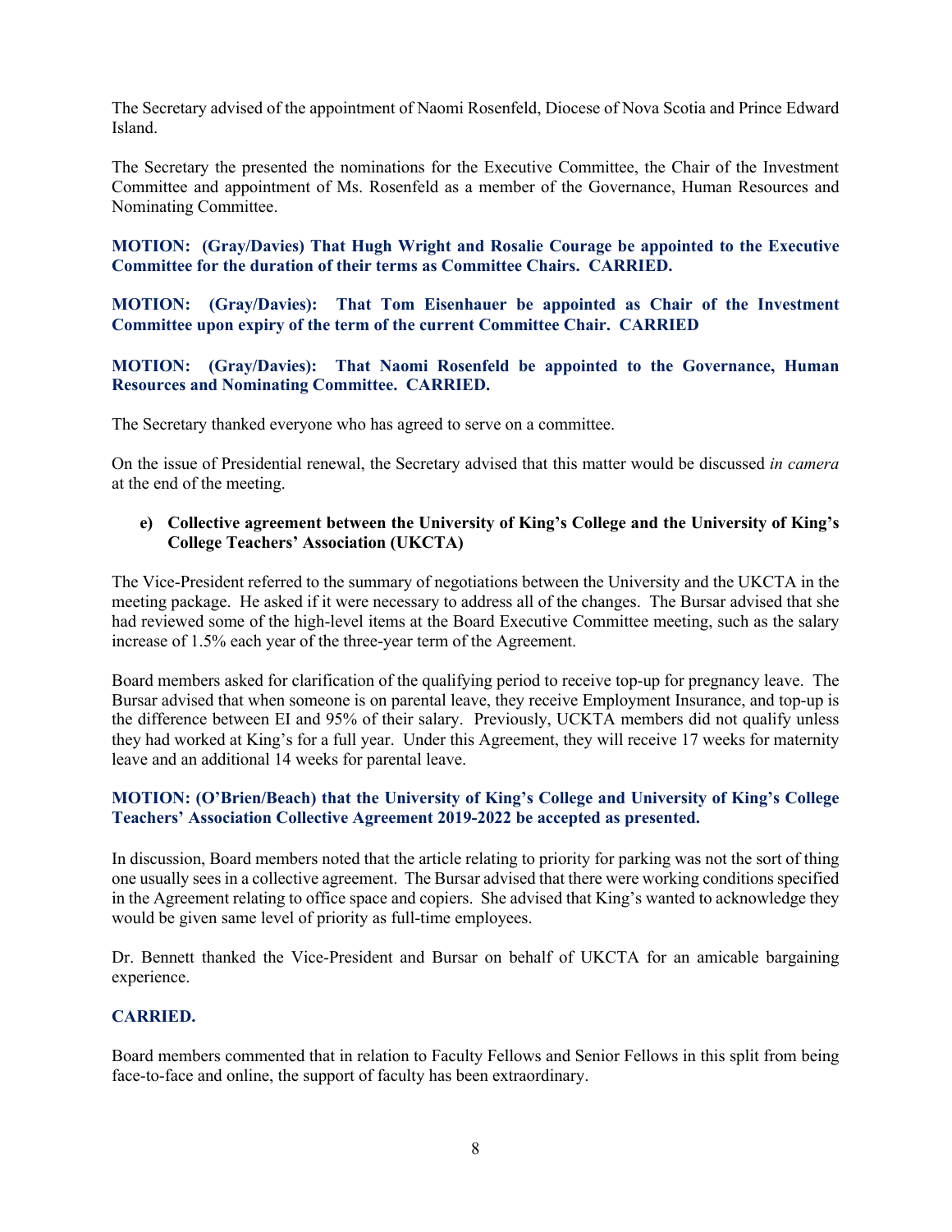The Secretary advised of the appointment of Naomi Rosenfeld, Diocese of Nova Scotia and Prince Edward Island.

The Secretary the presented the nominations for the Executive Committee, the Chair of the Investment Committee and appointment of Ms. Rosenfeld as a member of the Governance, Human Resources and Nominating Committee.

**MOTION: (Gray/Davies) That Hugh Wright and Rosalie Courage be appointed to the Executive Committee for the duration of their terms as Committee Chairs. CARRIED.**

**MOTION: (Gray/Davies): That Tom Eisenhauer be appointed as Chair of the Investment Committee upon expiry of the term of the current Committee Chair. CARRIED**

**MOTION: (Gray/Davies): That Naomi Rosenfeld be appointed to the Governance, Human Resources and Nominating Committee. CARRIED.**

The Secretary thanked everyone who has agreed to serve on a committee.

On the issue of Presidential renewal, the Secretary advised that this matter would be discussed *in camera* at the end of the meeting.

**e) Collective agreement between the University of King's College and the University of King's College Teachers' Association (UKCTA)**

The Vice-President referred to the summary of negotiations between the University and the UKCTA in the meeting package. He asked if it were necessary to address all of the changes. The Bursar advised that she had reviewed some of the high-level items at the Board Executive Committee meeting, such as the salary increase of 1.5% each year of the three-year term of the Agreement.

Board members asked for clarification of the qualifying period to receive top-up for pregnancy leave. The Bursar advised that when someone is on parental leave, they receive Employment Insurance, and top-up is the difference between EI and 95% of their salary. Previously, UCKTA members did not qualify unless they had worked at King's for a full year. Under this Agreement, they will receive 17 weeks for maternity leave and an additional 14 weeks for parental leave.

**MOTION: (O'Brien/Beach) that the University of King's College and University of King's College Teachers' Association Collective Agreement 2019-2022 be accepted as presented.**

In discussion, Board members noted that the article relating to priority for parking was not the sort of thing one usually sees in a collective agreement. The Bursar advised that there were working conditions specified in the Agreement relating to office space and copiers. She advised that King's wanted to acknowledge they would be given same level of priority as full-time employees.

Dr. Bennett thanked the Vice-President and Bursar on behalf of UKCTA for an amicable bargaining experience.

**CARRIED.**

Board members commented that in relation to Faculty Fellows and Senior Fellows in this split from being face-to-face and online, the support of faculty has been extraordinary.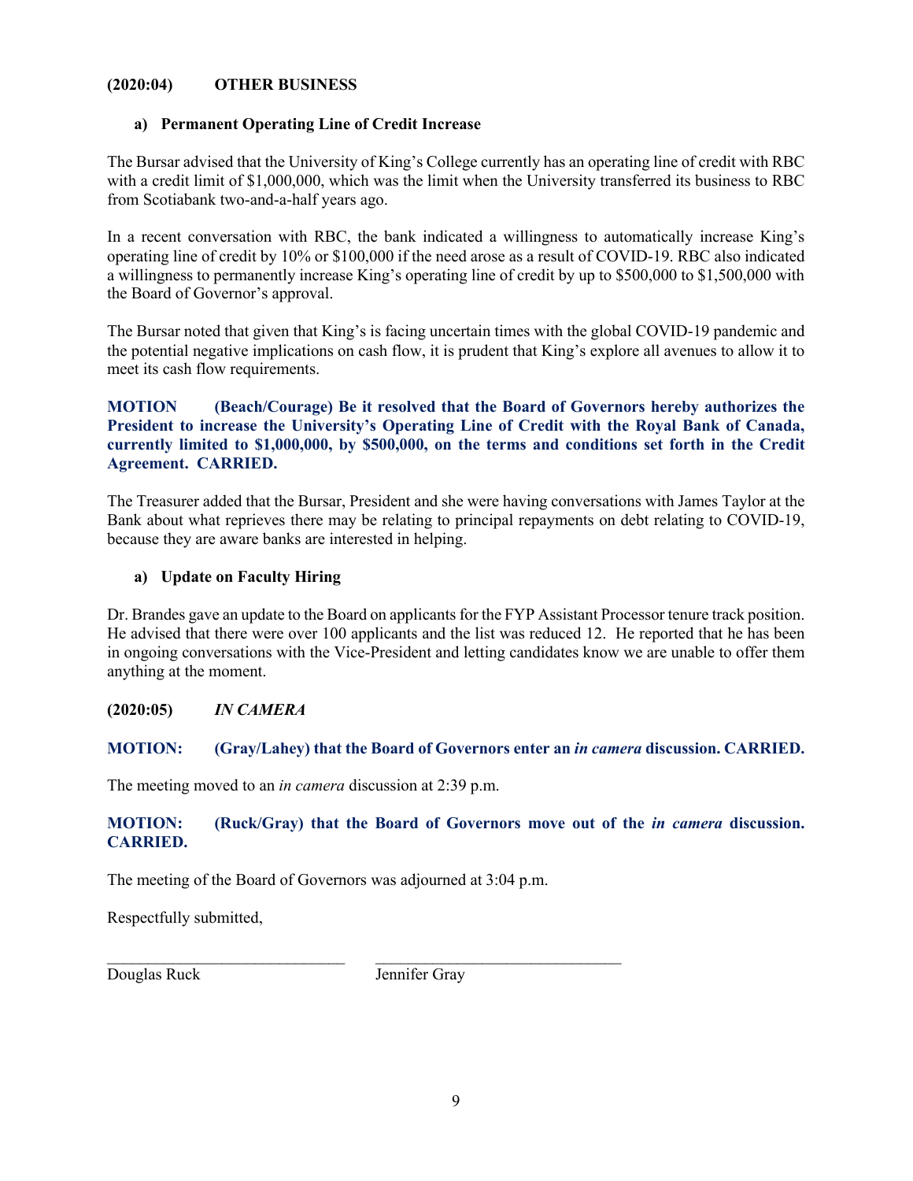**(2020:04) OTHER BUSINESS**

**a) Permanent Operating Line of Credit Increase**

The Bursar advised that the University of King's College currently has an operating line of credit with RBC with a credit limit of $1,000,000, which was the limit when the University transferred its business to RBC from Scotiabank two-and-a-half years ago.

In a recent conversation with RBC, the bank indicated a willingness to automatically increase King's operating line of credit by 10% or $100,000 if the need arose as a result of COVID-19. RBC also indicated a willingness to permanently increase King's operating line of credit by up to $500,000 to $1,500,000 with the Board of Governor's approval.

The Bursar noted that given that King's is facing uncertain times with the global COVID-19 pandemic and the potential negative implications on cash flow, it is prudent that King's explore all avenues to allow it to meet its cash flow requirements.

**MOTION (Beach/Courage) Be it resolved that the Board of Governors hereby authorizes the President to increase the University's Operating Line of Credit with the Royal Bank of Canada, currently limited to $1,000,000, by $500,000, on the terms and conditions set forth in the Credit Agreement. CARRIED.**

The Treasurer added that the Bursar, President and she were having conversations with James Taylor at the Bank about what reprieves there may be relating to principal repayments on debt relating to COVID-19, because they are aware banks are interested in helping.

**a) Update on Faculty Hiring**

Dr. Brandes gave an update to the Board on applicants for the FYP Assistant Processor tenure track position. He advised that there were over 100 applicants and the list was reduced 12. He reported that he has been in ongoing conversations with the Vice-President and letting candidates know we are unable to offer them anything at the moment.

**(2020:05)** ***IN CAMERA***

**MOTION: (Gray/Lahey) that the Board of Governors enter an *in camera* discussion. CARRIED.**

The meeting moved to an *in camera* discussion at 2:39 p.m.

**MOTION: (Ruck/Gray) that the Board of Governors move out of the *in camera* discussion. CARRIED.**

The meeting of the Board of Governors was adjourned at 3:04 p.m.

Respectfully submitted,

\_\_\_\_\_\_\_\_\_\_\_\_\_\_\_\_\_\_\_\_\_\_\_\_\_\_\_\_\_\_ \_\_\_\_\_\_\_\_\_\_\_\_\_\_\_\_\_\_\_\_\_\_\_\_\_\_\_\_\_\_

Douglas Ruck Jennifer Gray